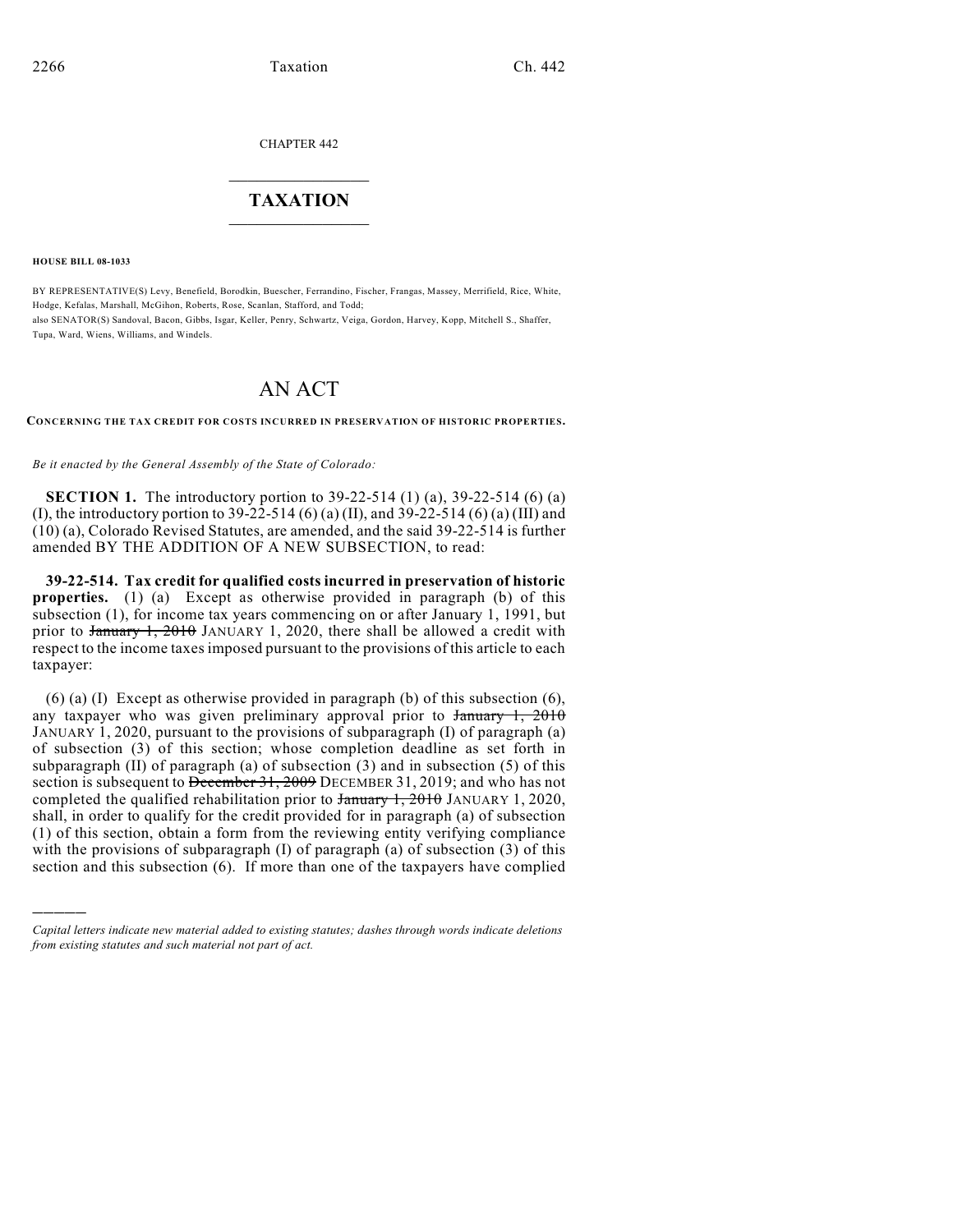CHAPTER 442

# TAXATION

**HOUSE BILL 08-1033**

BY REPRESENTATIVE(S) Levy, Benefield, Borodkin, Buescher, Ferrandino, Fischer, Frangas, Massey, Merrifield, Rice, White, Hodge, Kefalas, Marshall, McGihon, Roberts, Rose, Scanlan, Stafford, and Todd;
also SENATOR(S) Sandoval, Bacon, Gibbs, Isgar, Keller, Penry, Schwartz, Veiga, Gordon, Harvey, Kopp, Mitchell S., Shaffer, Tupa, Ward, Wiens, Williams, and Windels.

# AN ACT

**CONCERNING THE TAX CREDIT FOR COSTS INCURRED IN PRESERVATION OF HISTORIC PROPERTIES.**

*Be it enacted by the General Assembly of the State of Colorado:*

**SECTION 1.** The introductory portion to 39-22-514 (1) (a), 39-22-514 (6) (a) (I), the introductory portion to 39-22-514 (6) (a) (II), and 39-22-514 (6) (a) (III) and (10) (a), Colorado Revised Statutes, are amended, and the said 39-22-514 is further amended BY THE ADDITION OF A NEW SUBSECTION, to read:

**39-22-514. Tax credit for qualified costs incurred in preservation of historic properties.** (1) (a) Except as otherwise provided in paragraph (b) of this subsection (1), for income tax years commencing on or after January 1, 1991, but prior to ~~January 1, 2010~~ JANUARY 1, 2020, there shall be allowed a credit with respect to the income taxes imposed pursuant to the provisions of this article to each taxpayer:

(6) (a) (I) Except as otherwise provided in paragraph (b) of this subsection (6), any taxpayer who was given preliminary approval prior to ~~January 1, 2010~~ JANUARY 1, 2020, pursuant to the provisions of subparagraph (I) of paragraph (a) of subsection (3) of this section; whose completion deadline as set forth in subparagraph (II) of paragraph (a) of subsection (3) and in subsection (5) of this section is subsequent to ~~December 31, 2009~~ DECEMBER 31, 2019; and who has not completed the qualified rehabilitation prior to ~~January 1, 2010~~ JANUARY 1, 2020, shall, in order to qualify for the credit provided for in paragraph (a) of subsection (1) of this section, obtain a form from the reviewing entity verifying compliance with the provisions of subparagraph (I) of paragraph (a) of subsection (3) of this section and this subsection (6). If more than one of the taxpayers have complied

———

*Capital letters indicate new material added to existing statutes; dashes through words indicate deletions from existing statutes and such material not part of act.*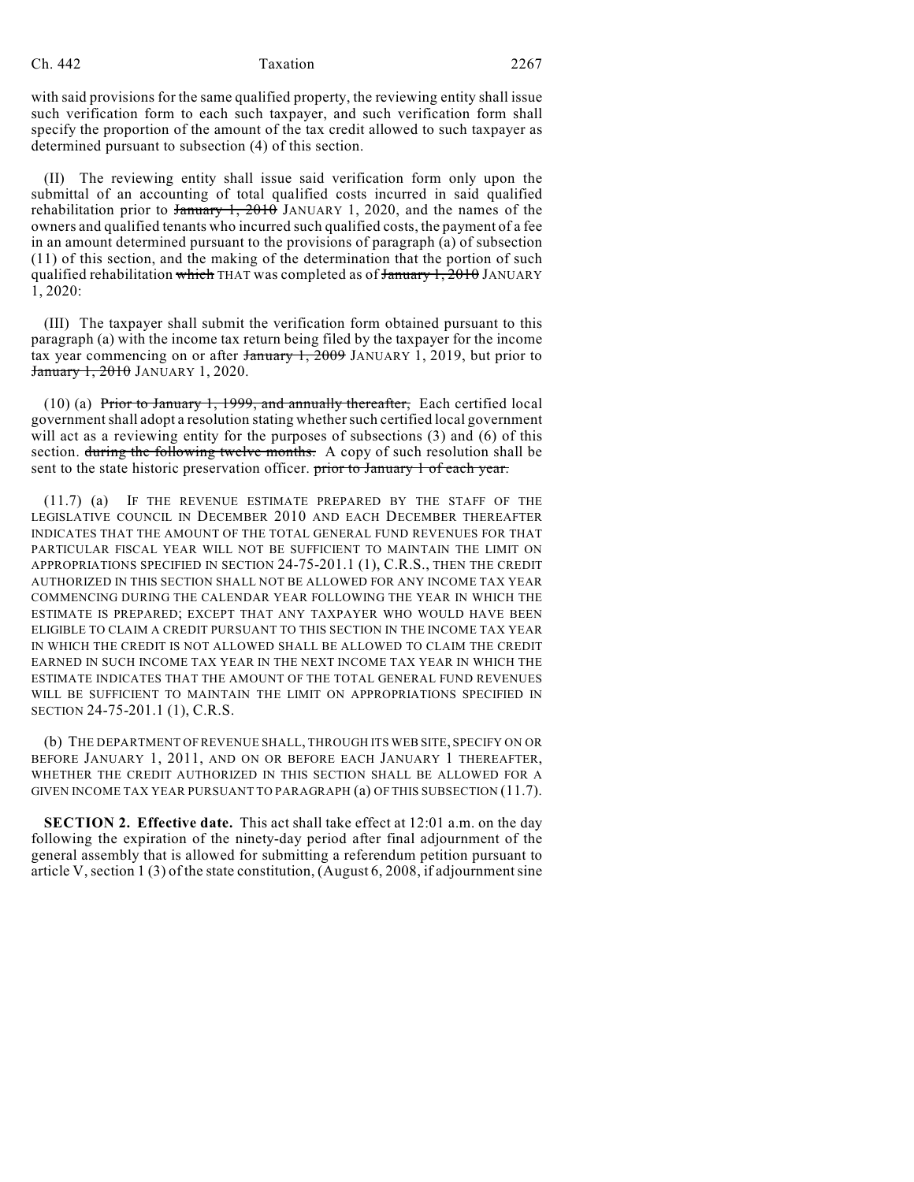with said provisions for the same qualified property, the reviewing entity shall issue such verification form to each such taxpayer, and such verification form shall specify the proportion of the amount of the tax credit allowed to such taxpayer as determined pursuant to subsection (4) of this section.

(II) The reviewing entity shall issue said verification form only upon the submittal of an accounting of total qualified costs incurred in said qualified rehabilitation prior to ~~January 1, 2010~~ JANUARY 1, 2020, and the names of the owners and qualified tenants who incurred such qualified costs, the payment of a fee in an amount determined pursuant to the provisions of paragraph (a) of subsection (11) of this section, and the making of the determination that the portion of such qualified rehabilitation ~~which~~ THAT was completed as of ~~January 1, 2010~~ JANUARY 1, 2020:

(III) The taxpayer shall submit the verification form obtained pursuant to this paragraph (a) with the income tax return being filed by the taxpayer for the income tax year commencing on or after ~~January 1, 2009~~ JANUARY 1, 2019, but prior to ~~January 1, 2010~~ JANUARY 1, 2020.

(10) (a) ~~Prior to January 1, 1999, and annually thereafter,~~ Each certified local government shall adopt a resolution stating whether such certified local government will act as a reviewing entity for the purposes of subsections (3) and (6) of this section. ~~during the following twelve months.~~ A copy of such resolution shall be sent to the state historic preservation officer. ~~prior to January 1 of each year.~~

(11.7) (a) IF THE REVENUE ESTIMATE PREPARED BY THE STAFF OF THE LEGISLATIVE COUNCIL IN DECEMBER 2010 AND EACH DECEMBER THEREAFTER INDICATES THAT THE AMOUNT OF THE TOTAL GENERAL FUND REVENUES FOR THAT PARTICULAR FISCAL YEAR WILL NOT BE SUFFICIENT TO MAINTAIN THE LIMIT ON APPROPRIATIONS SPECIFIED IN SECTION 24-75-201.1 (1), C.R.S., THEN THE CREDIT AUTHORIZED IN THIS SECTION SHALL NOT BE ALLOWED FOR ANY INCOME TAX YEAR COMMENCING DURING THE CALENDAR YEAR FOLLOWING THE YEAR IN WHICH THE ESTIMATE IS PREPARED; EXCEPT THAT ANY TAXPAYER WHO WOULD HAVE BEEN ELIGIBLE TO CLAIM A CREDIT PURSUANT TO THIS SECTION IN THE INCOME TAX YEAR IN WHICH THE CREDIT IS NOT ALLOWED SHALL BE ALLOWED TO CLAIM THE CREDIT EARNED IN SUCH INCOME TAX YEAR IN THE NEXT INCOME TAX YEAR IN WHICH THE ESTIMATE INDICATES THAT THE AMOUNT OF THE TOTAL GENERAL FUND REVENUES WILL BE SUFFICIENT TO MAINTAIN THE LIMIT ON APPROPRIATIONS SPECIFIED IN SECTION 24-75-201.1 (1), C.R.S.

(b) THE DEPARTMENT OF REVENUE SHALL, THROUGH ITS WEB SITE, SPECIFY ON OR BEFORE JANUARY 1, 2011, AND ON OR BEFORE EACH JANUARY 1 THEREAFTER, WHETHER THE CREDIT AUTHORIZED IN THIS SECTION SHALL BE ALLOWED FOR A GIVEN INCOME TAX YEAR PURSUANT TO PARAGRAPH (a) OF THIS SUBSECTION (11.7).

**SECTION 2. Effective date.** This act shall take effect at 12:01 a.m. on the day following the expiration of the ninety-day period after final adjournment of the general assembly that is allowed for submitting a referendum petition pursuant to article V, section 1 (3) of the state constitution, (August 6, 2008, if adjournment sine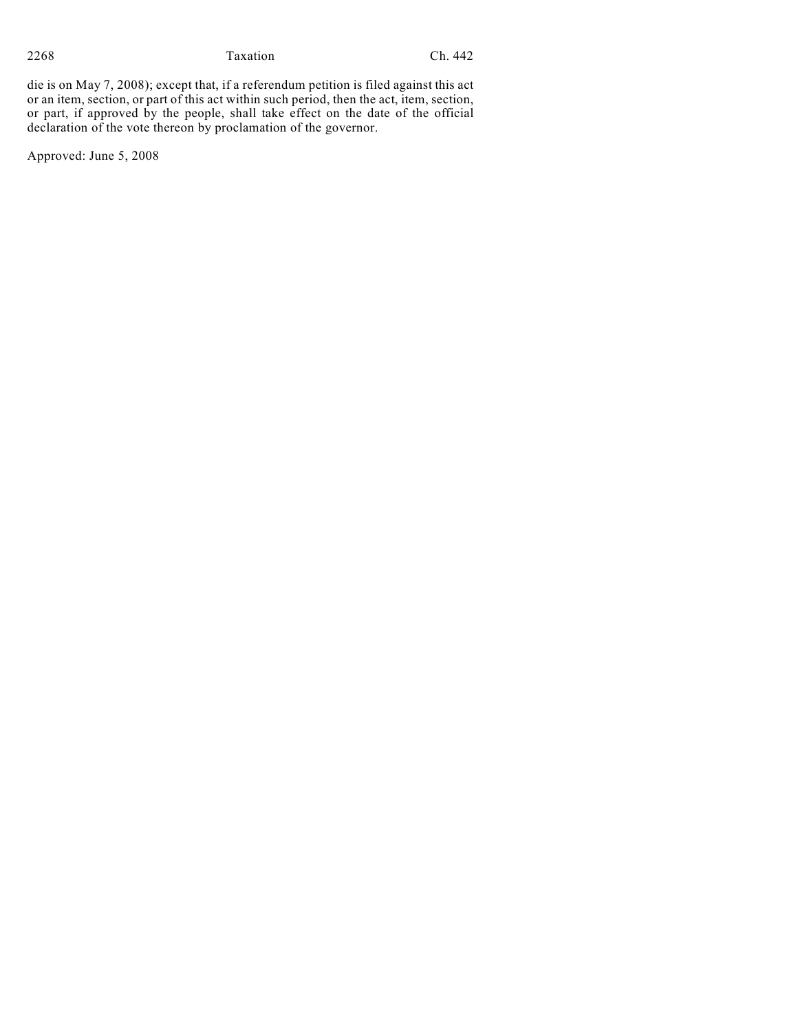die is on May 7, 2008); except that, if a referendum petition is filed against this act or an item, section, or part of this act within such period, then the act, item, section, or part, if approved by the people, shall take effect on the date of the official declaration of the vote thereon by proclamation of the governor.

Approved: June 5, 2008